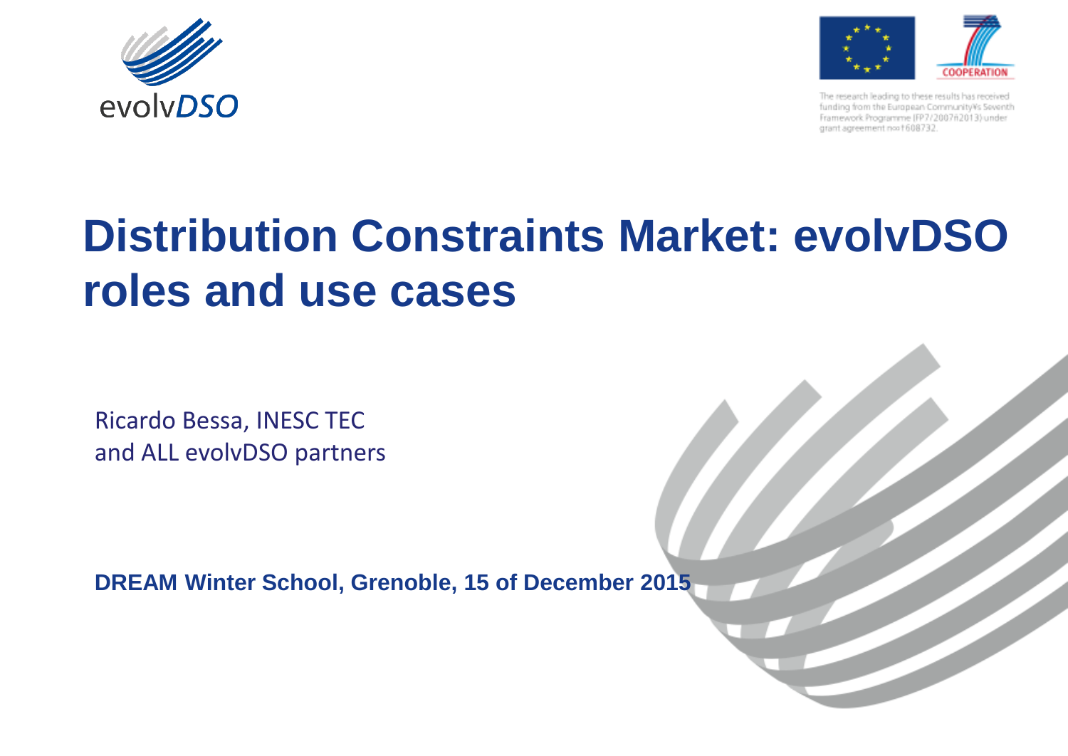evolvDSO

COOPERATION

The research leading to these results has received funding from the European Community's Seventh Framework Programme (FP7/2007-2013) under grant agreement no 608732.

# Distribution Constraints Market: evolvDSO roles and use cases

Ricardo Bessa, INESC TEC
and ALL evolvDSO partners

**DREAM Winter School, Grenoble, 15 of December 2015**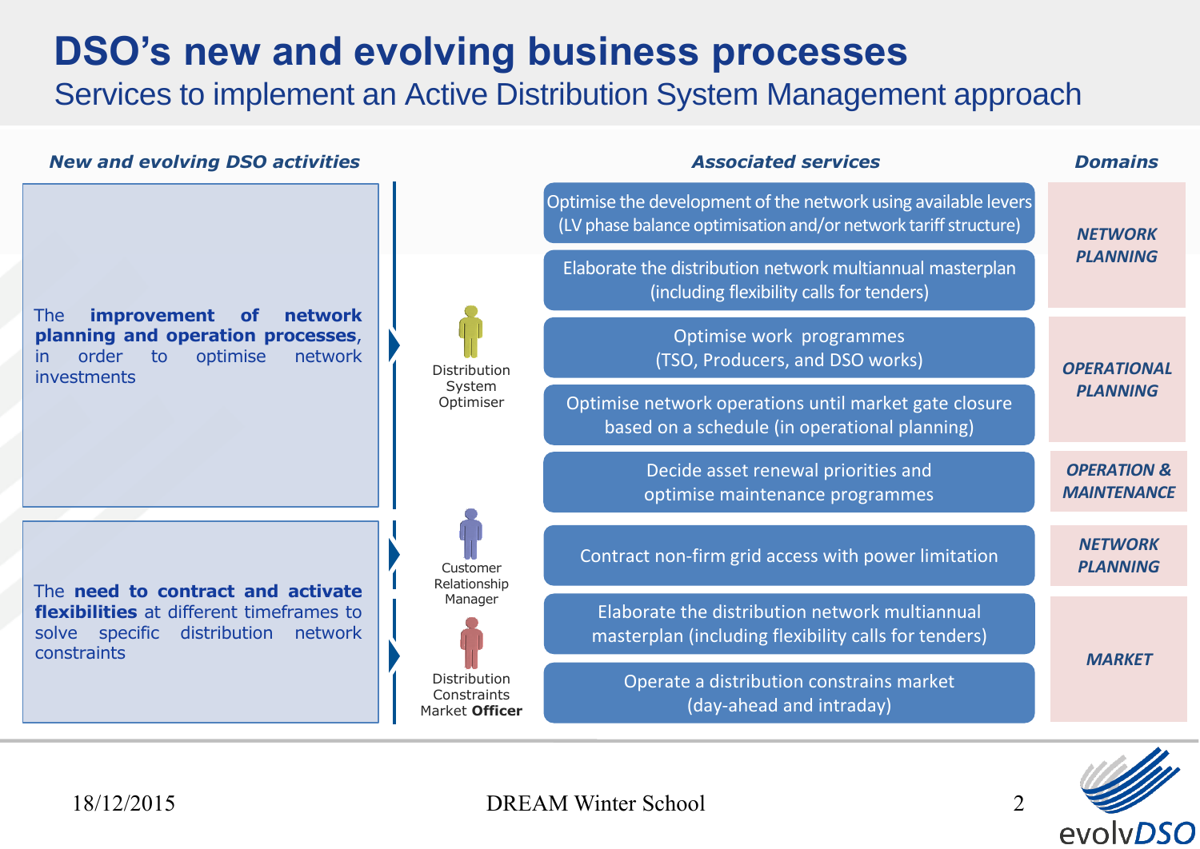# DSO's new and evolving business processes

## Services to implement an Active Distribution System Management approach

| New and evolving DSO activities | Roles | Associated services | Domains |
|---|---|---|---|
| The **improvement of network planning and operation processes**, in order to optimise network investments | Distribution System Optimiser | Optimise the development of the network using available levers (LV phase balance optimisation and/or network tariff structure) | NETWORK PLANNING |
| | | Elaborate the distribution network multiannual masterplan (including flexibility calls for tenders) | NETWORK PLANNING |
| | | Optimise work programmes (TSO, Producers, and DSO works) | OPERATIONAL PLANNING |
| | | Optimise network operations until market gate closure based on a schedule (in operational planning) | OPERATIONAL PLANNING |
| | | Decide asset renewal priorities and optimise maintenance programmes | OPERATION & MAINTENANCE |
| The **need to contract and activate flexibilities** at different timeframes to solve specific distribution network constraints | Customer Relationship Manager | Contract non-firm grid access with power limitation | NETWORK PLANNING |
| | Distribution Constraints Market **Officer** | Elaborate the distribution network multiannual masterplan (including flexibility calls for tenders) | MARKET |
| | | Operate a distribution constrains market (day-ahead and intraday) | MARKET |

18/12/2015 DREAM Winter School

evolvDSO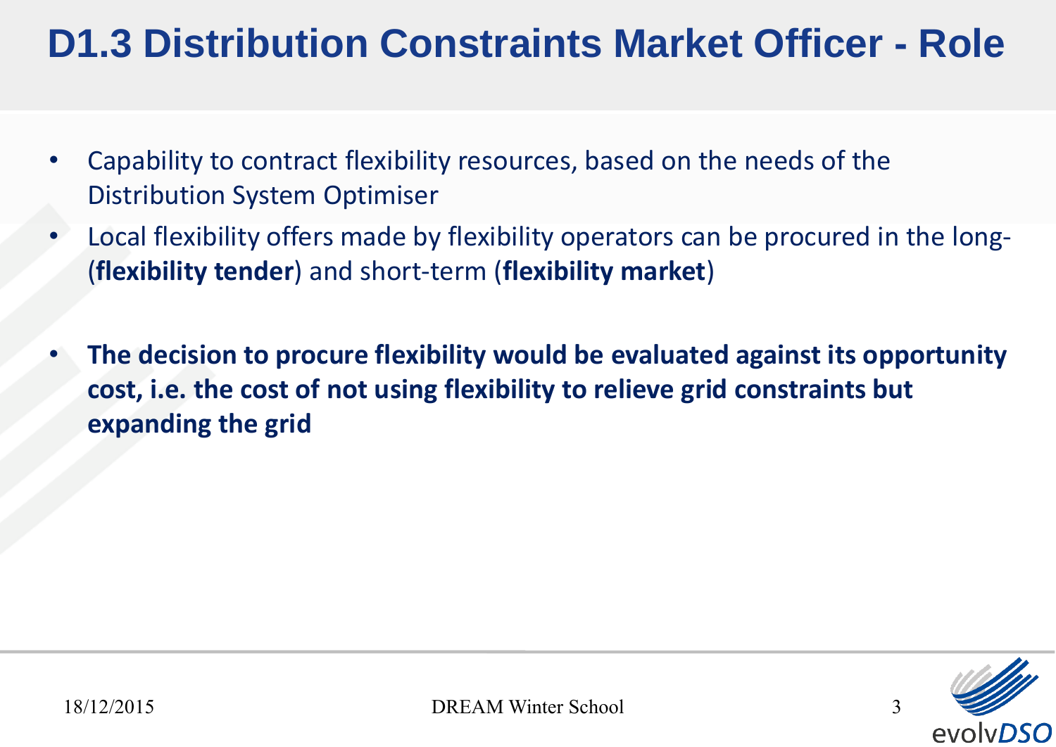# D1.3 Distribution Constraints Market Officer - Role

- Capability to contract flexibility resources, based on the needs of the Distribution System Optimiser
- Local flexibility offers made by flexibility operators can be procured in the long- (**flexibility tender**) and short-term (**flexibility market**)
- **The decision to procure flexibility would be evaluated against its opportunity cost, i.e. the cost of not using flexibility to relieve grid constraints but expanding the grid**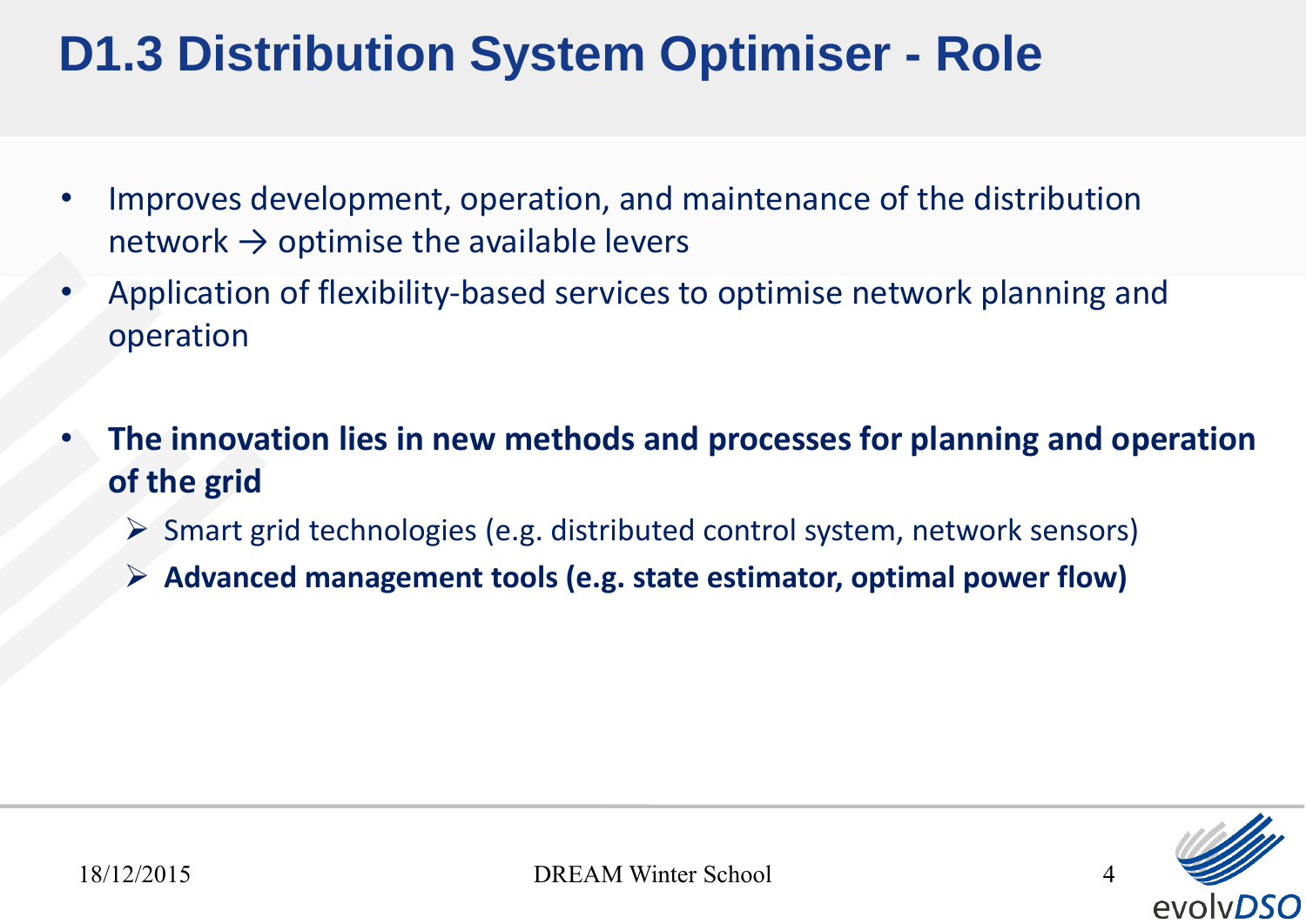# D1.3 Distribution System Optimiser - Role

- Improves development, operation, and maintenance of the distribution network → optimise the available levers
- Application of flexibility-based services to optimise network planning and operation

- **The innovation lies in new methods and processes for planning and operation of the grid**
  - Smart grid technologies (e.g. distributed control system, network sensors)
  - **Advanced management tools (e.g. state estimator, optimal power flow)**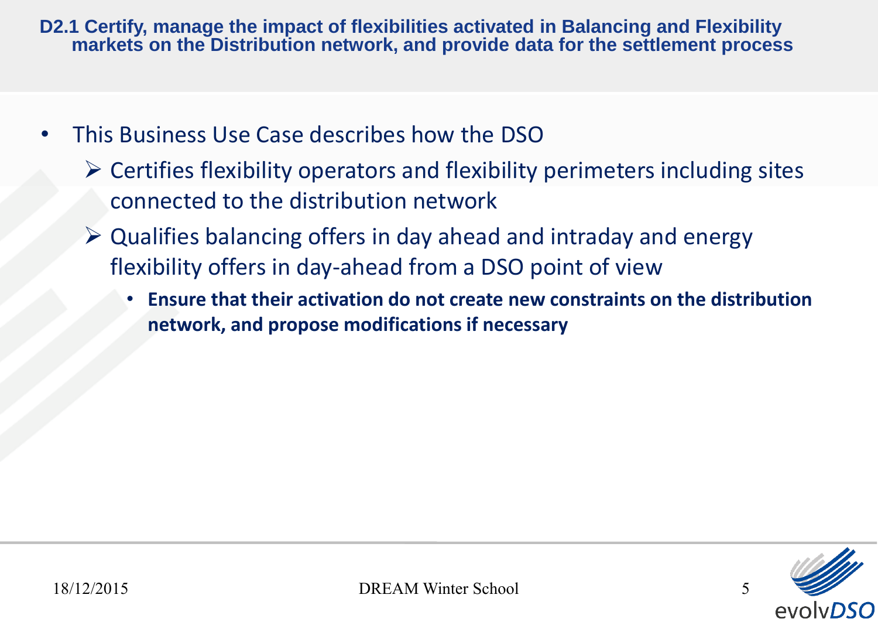## D2.1 Certify, manage the impact of flexibilities activated in Balancing and Flexibility markets on the Distribution network, and provide data for the settlement process

- This Business Use Case describes how the DSO
  - Certifies flexibility operators and flexibility perimeters including sites connected to the distribution network
  - Qualifies balancing offers in day ahead and intraday and energy flexibility offers in day-ahead from a DSO point of view
    - **Ensure that their activation do not create new constraints on the distribution network, and propose modifications if necessary**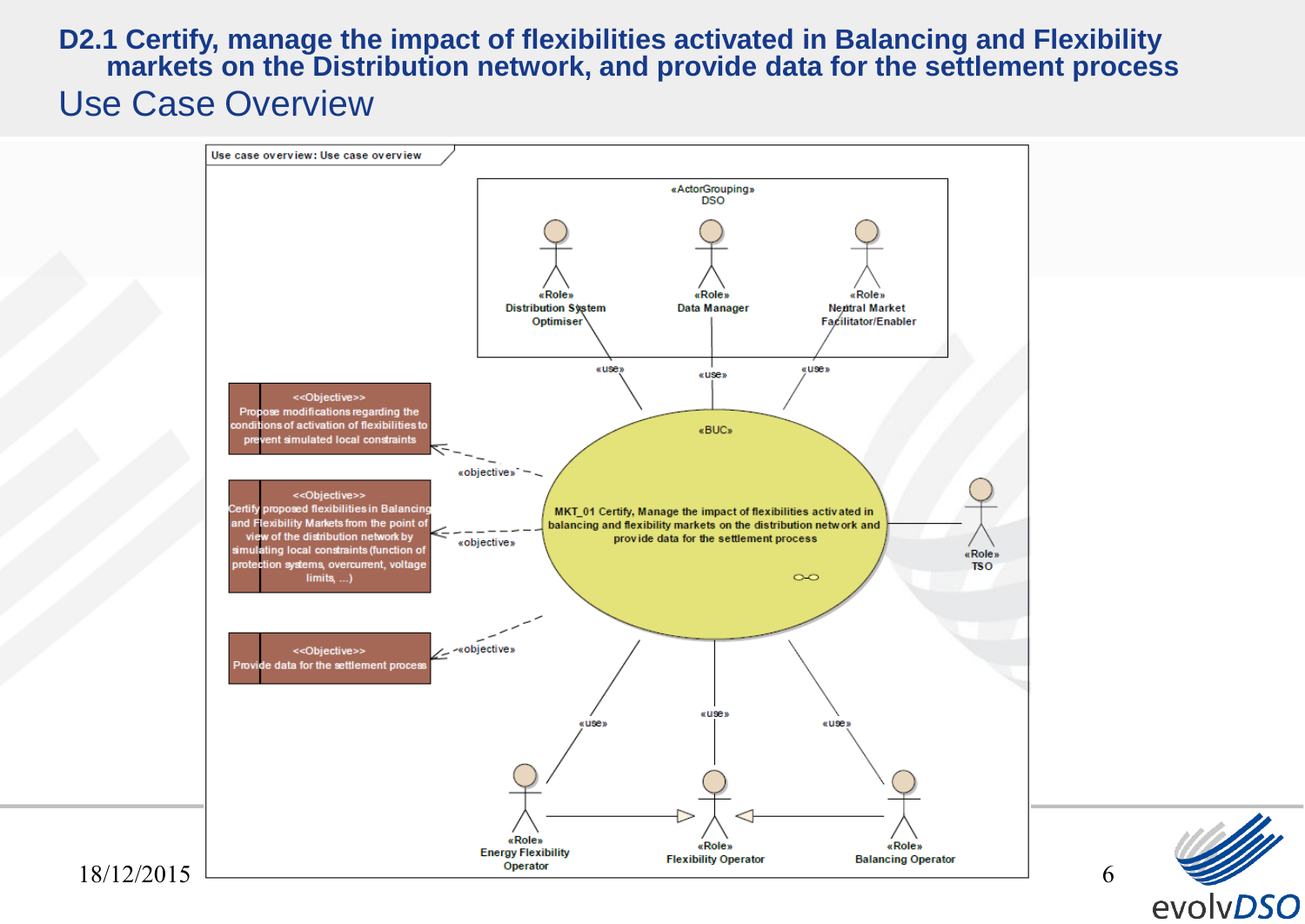# D2.1 Certify, manage the impact of flexibilities activated in Balancing and Flexibility markets on the Distribution network, and provide data for the settlement process

## Use Case Overview

Use case overview: Use case overview

«ActorGrouping» DSO

- «Role» Distribution System Optimiser
- «Role» Data Manager
- «Role» Neutral Market Facilitator/Enabler

«BUC»

MKT_01 Certify, Manage the impact of flexibilities activated in balancing and flexibility markets on the distribution network and provide data for the settlement process

<<Objective>> Propose modifications regarding the conditions of activation of flexibilities to prevent simulated local constraints

<<Objective>> Certify proposed flexibilities in Balancing and Flexibility Markets from the point of view of the distribution network by simulating local constraints (function of protection systems, overcurrent, voltage limits, ...)

<<Objective>> Provide data for the settlement process

«objective»

«use»

- «Role» TSO
- «Role» Energy Flexibility Operator
- «Role» Flexibility Operator
- «Role» Balancing Operator

18/12/2015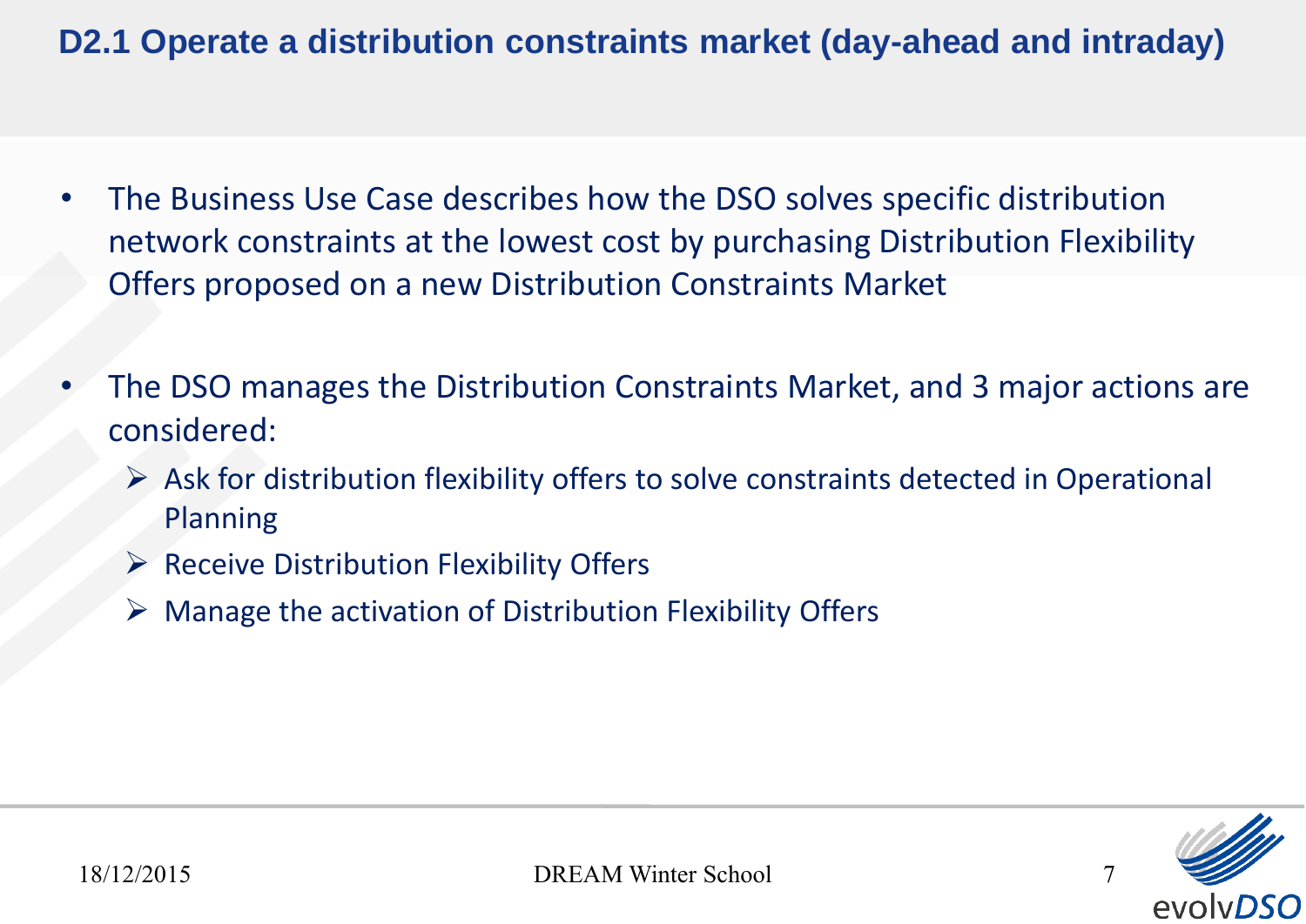## D2.1 Operate a distribution constraints market (day-ahead and intraday)

- The Business Use Case describes how the DSO solves specific distribution network constraints at the lowest cost by purchasing Distribution Flexibility Offers proposed on a new Distribution Constraints Market

- The DSO manages the Distribution Constraints Market, and 3 major actions are considered:
  - Ask for distribution flexibility offers to solve constraints detected in Operational Planning
  - Receive Distribution Flexibility Offers
  - Manage the activation of Distribution Flexibility Offers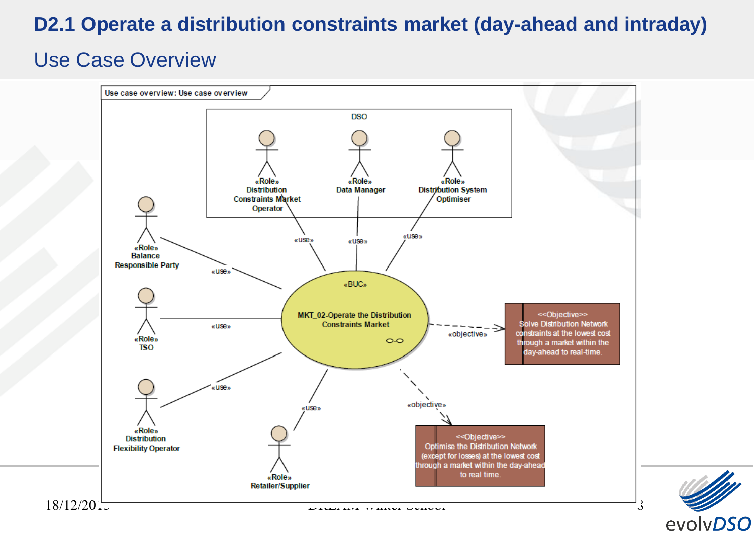# D2.1 Operate a distribution constraints market (day-ahead and intraday)

## Use Case Overview

Use case overview: Use case overview

DSO

«Role» Distribution Constraints Market Operator

«Role» Data Manager

«Role» Distribution System Optimiser

«Role» Balance Responsible Party

«Role» TSO

«Role» Distribution Flexibility Operator

«Role» Retailer/Supplier

«use»

«BUC» MKT_02-Operate the Distribution Constraints Market

«objective»

<<Objective>> Solve Distribution Network constraints at the lowest cost through a market within the day-ahead to real-time.

<<Objective>> Optimise the Distribution Network (except for losses) at the lowest cost through a market within the day-ahead to real time.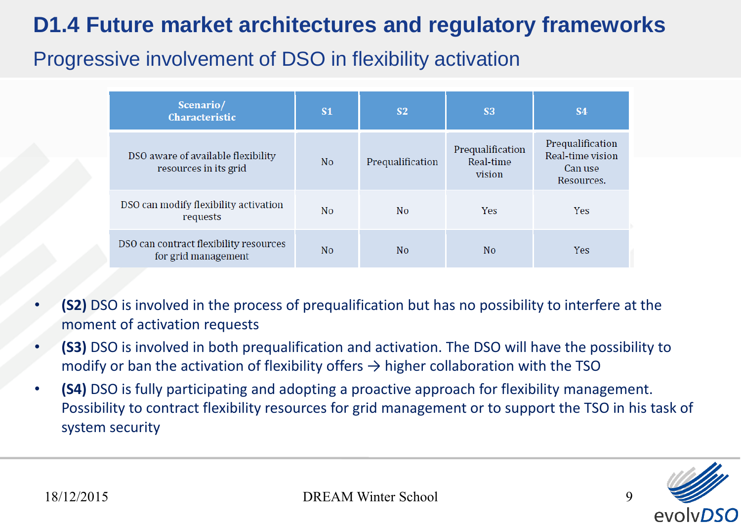# D1.4 Future market architectures and regulatory frameworks

## Progressive involvement of DSO in flexibility activation

| Scenario/ Characteristic | S1 | S2 | S3 | S4 |
|---|---|---|---|---|
| DSO aware of available flexibility resources in its grid | No | Prequalification | Prequalification Real-time vision | Prequalification Real-time vision Can use Resources. |
| DSO can modify flexibility activation requests | No | No | Yes | Yes |
| DSO can contract flexibility resources for grid management | No | No | No | Yes |

- **(S2)** DSO is involved in the process of prequalification but has no possibility to interfere at the moment of activation requests
- **(S3)** DSO is involved in both prequalification and activation. The DSO will have the possibility to modify or ban the activation of flexibility offers → higher collaboration with the TSO
- **(S4)** DSO is fully participating and adopting a proactive approach for flexibility management. Possibility to contract flexibility resources for grid management or to support the TSO in his task of system security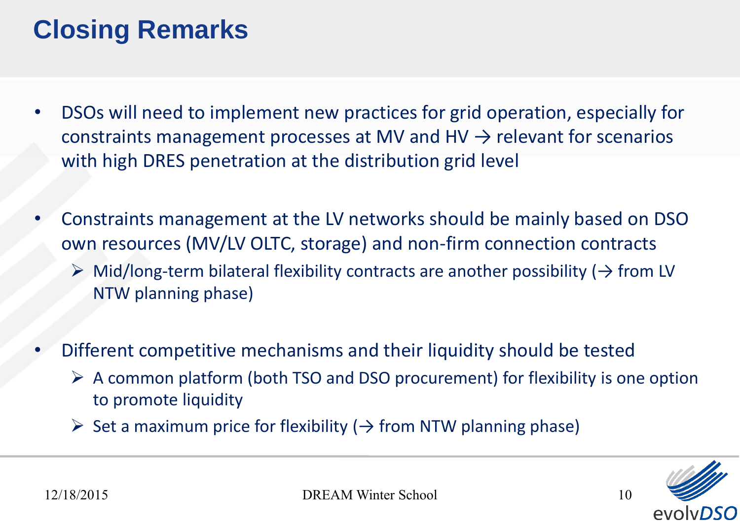# Closing Remarks

- DSOs will need to implement new practices for grid operation, especially for constraints management processes at MV and HV → relevant for scenarios with high DRES penetration at the distribution grid level

- Constraints management at the LV networks should be mainly based on DSO own resources (MV/LV OLTC, storage) and non-firm connection contracts
  - Mid/long-term bilateral flexibility contracts are another possibility (→ from LV NTW planning phase)

- Different competitive mechanisms and their liquidity should be tested
  - A common platform (both TSO and DSO procurement) for flexibility is one option to promote liquidity
  - Set a maximum price for flexibility (→ from NTW planning phase)